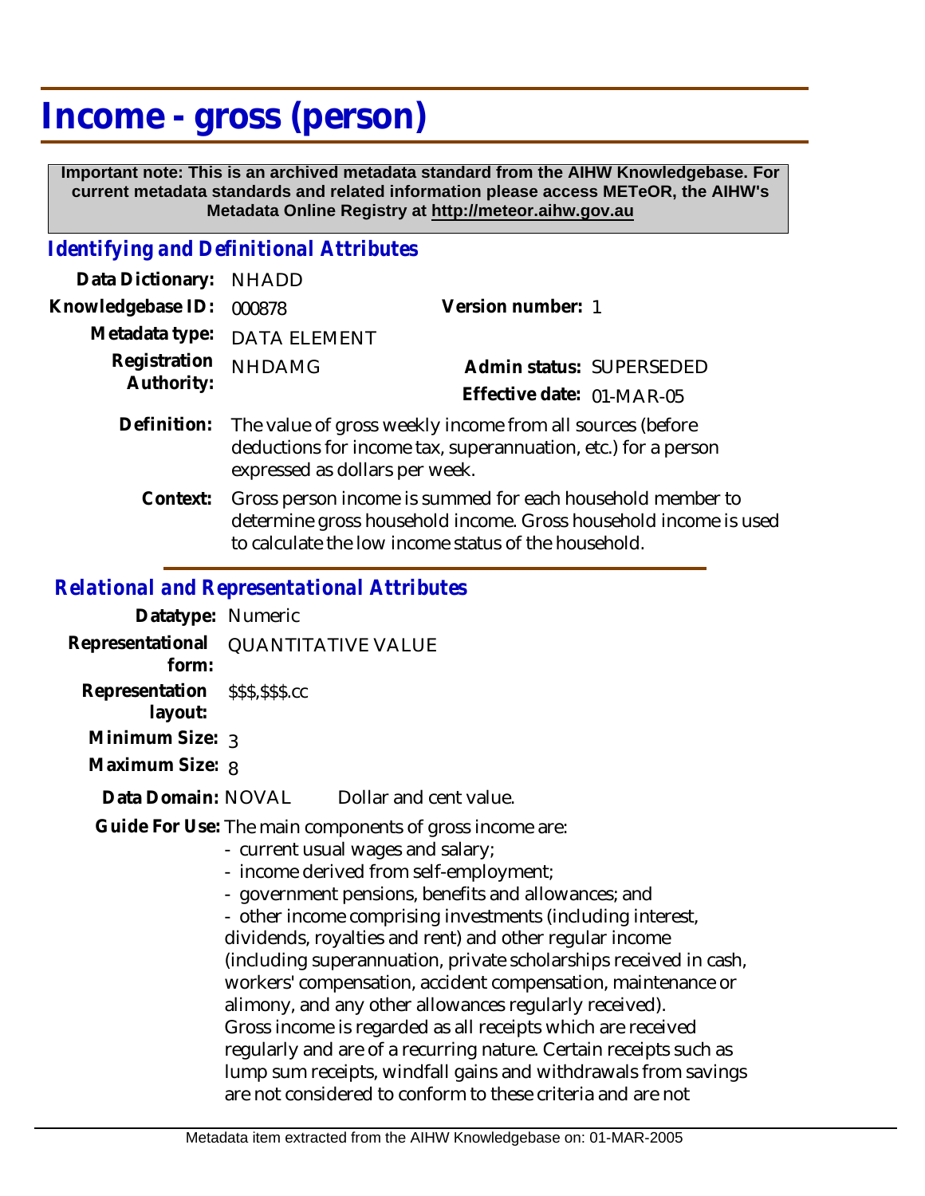# Income - gross (person)

**Important note: This is an archived metadata standard from the AIHW Knowledgebase. For current metadata standards and related information please access METeOR, the AIHW's Metadata Online Registry at http://meteor.aihw.gov.au**

## *Identifying and Definitional Attributes*

**Data Dictionary:** NHADD

**Knowledgebase ID:** 000878

**Version number:** 1

**Metadata type:** DATA ELEMENT

**Registration Authority:** NHDAMG

**Admin status:** SUPERSEDED

**Effective date:** 01-MAR-05

**Definition:** The value of gross weekly income from all sources (before deductions for income tax, superannuation, etc.) for a person expressed as dollars per week.

**Context:** Gross person income is summed for each household member to determine gross household income. Gross household income is used to calculate the low income status of the household.

## *Relational and Representational Attributes*

**Datatype:** Numeric

**Representational form:** QUANTITATIVE VALUE

**Representation layout:** $$$,$$$.cc

**Minimum Size:** 3

**Maximum Size:** 8

**Data Domain:** NOVAL Dollar and cent value.

**Guide For Use:** The main components of gross income are:

- current usual wages and salary;
- income derived from self-employment;
- government pensions, benefits and allowances; and
- other income comprising investments (including interest, dividends, royalties and rent) and other regular income (including superannuation, private scholarships received in cash, workers' compensation, accident compensation, maintenance or alimony, and any other allowances regularly received).

Gross income is regarded as all receipts which are received regularly and are of a recurring nature. Certain receipts such as lump sum receipts, windfall gains and withdrawals from savings are not considered to conform to these criteria and are not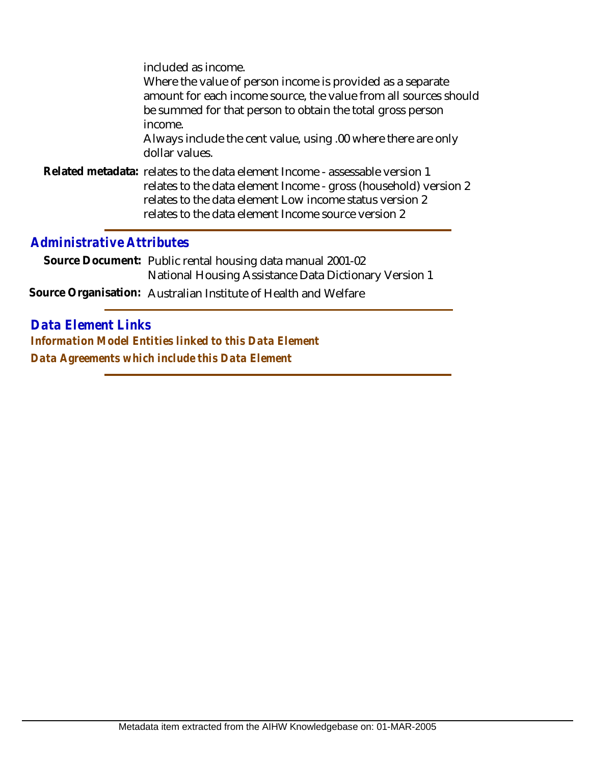included as income.

Where the value of person income is provided as a separate amount for each income source, the value from all sources should be summed for that person to obtain the total gross person income.

Always include the cent value, using .00 where there are only dollar values.

**Related metadata:** relates to the data element Income - assessable version 1
relates to the data element Income - gross (household) version 2
relates to the data element Low income status version 2
relates to the data element Income source version 2

## Administrative Attributes

**Source Document:** Public rental housing data manual 2001-02
National Housing Assistance Data Dictionary Version 1

**Source Organisation:** Australian Institute of Health and Welfare

## Data Element Links

***Information Model Entities linked to this Data Element***

***Data Agreements which include this Data Element***

Metadata item extracted from the AIHW Knowledgebase on: 01-MAR-2005